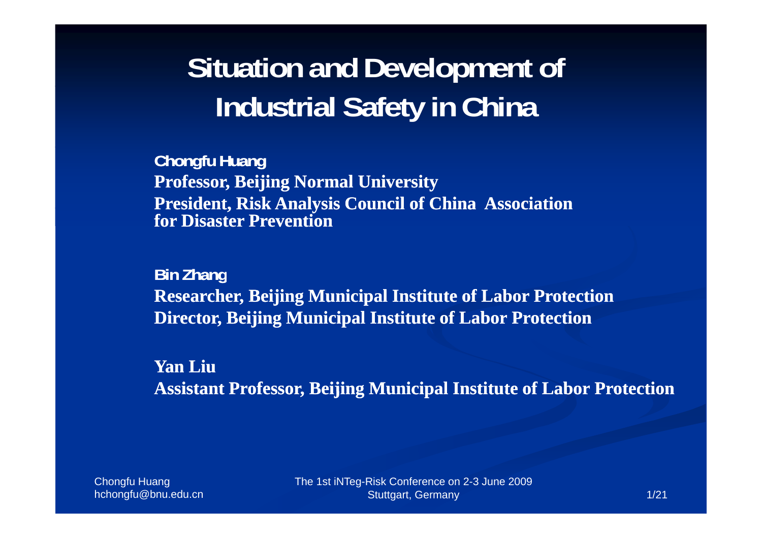# Situation and Development of Industrial Safety in China

**Chongfu Huang**
**Professor, Beijing Normal University**
**President, Risk Analysis Council of China Association for Disaster Prevention**

**Bin Zhang**
**Researcher, Beijing Municipal Institute of Labor Protection**
**Director, Beijing Municipal Institute of Labor Protection**

**Yan Liu**
**Assistant Professor, Beijing Municipal Institute of Labor Protection**

Chongfu Huang
hchongfu@bnu.edu.cn

The 1st iNTeg-Risk Conference on 2-3 June 2009
Stuttgart, Germany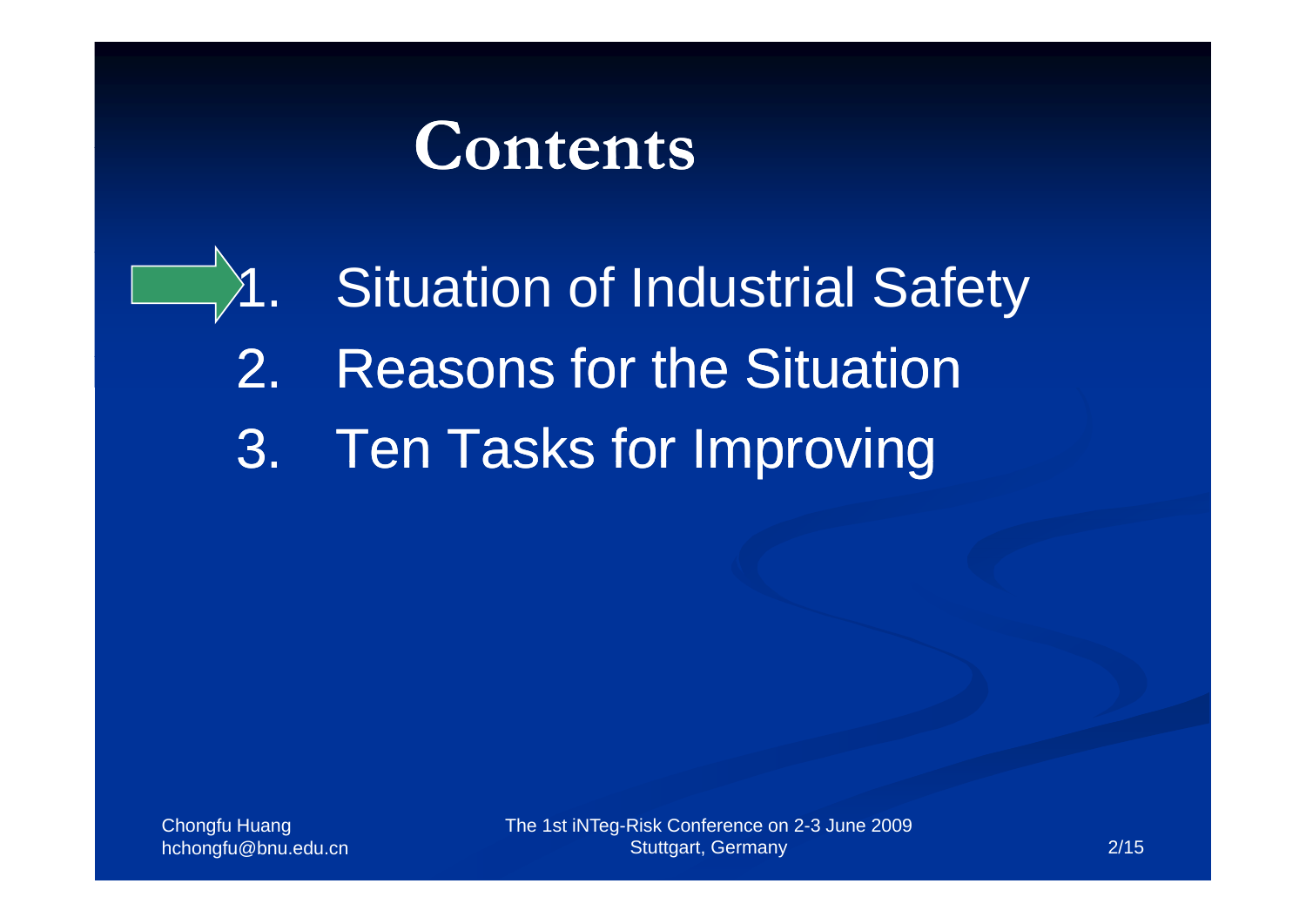# Contents

1. Situation of Industrial Safety
2. Reasons for the Situation
3. Ten Tasks for Improving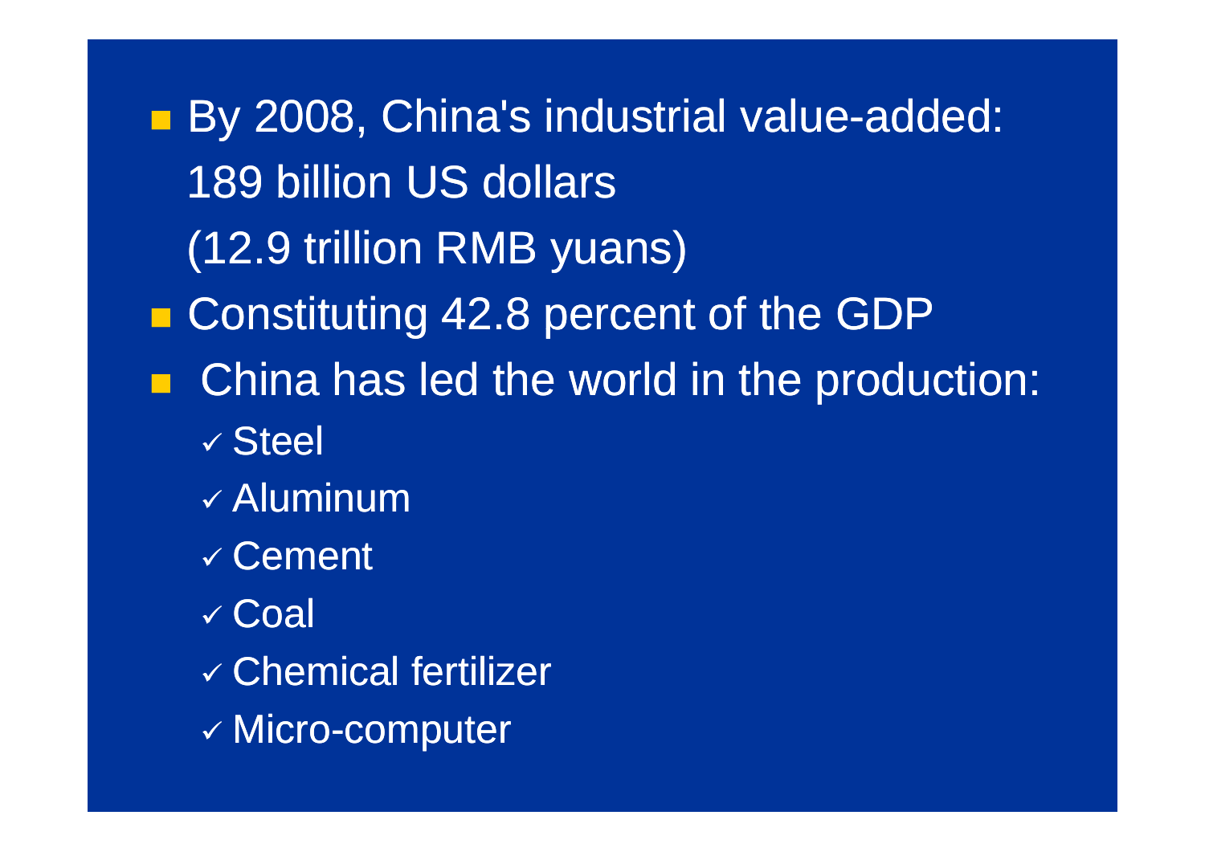- By 2008, China's industial value-added: 189 billion US dollars (12.9 trillion RMB yuans)
- Constituting 42.8 percent of the GDP
- China has led the world in the production:
  - ✓ Steel
  - ✓ Aluminum
  - ✓ Cement
  - ✓ Coal
  - ✓ Chemical fertilizer
  - ✓ Micro-computer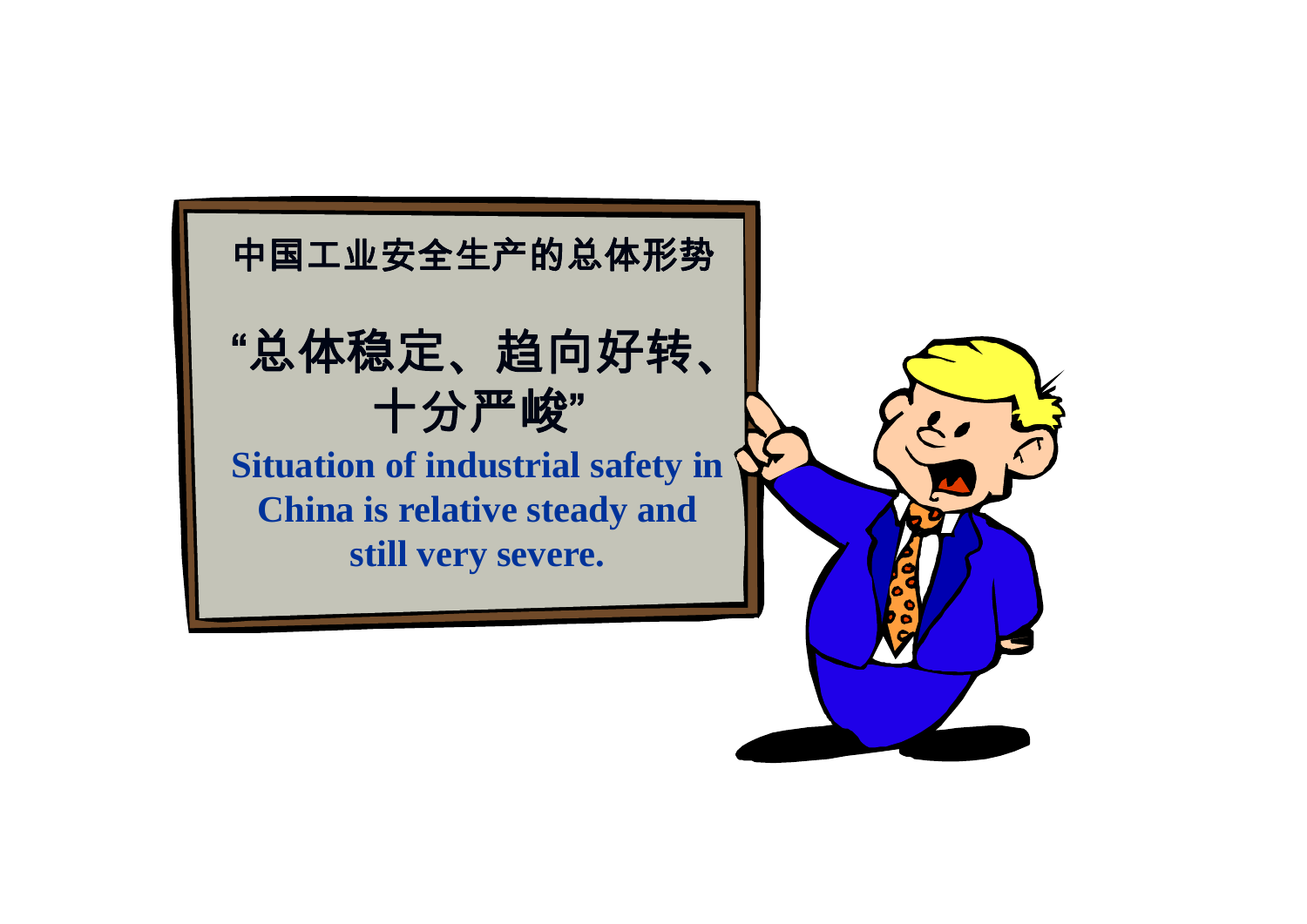中国工业安全生产的总体形势

**“总体稳定、趋向好转、十分严峻”**

**Situation of industrial safety in China is relative steady and still very severe.**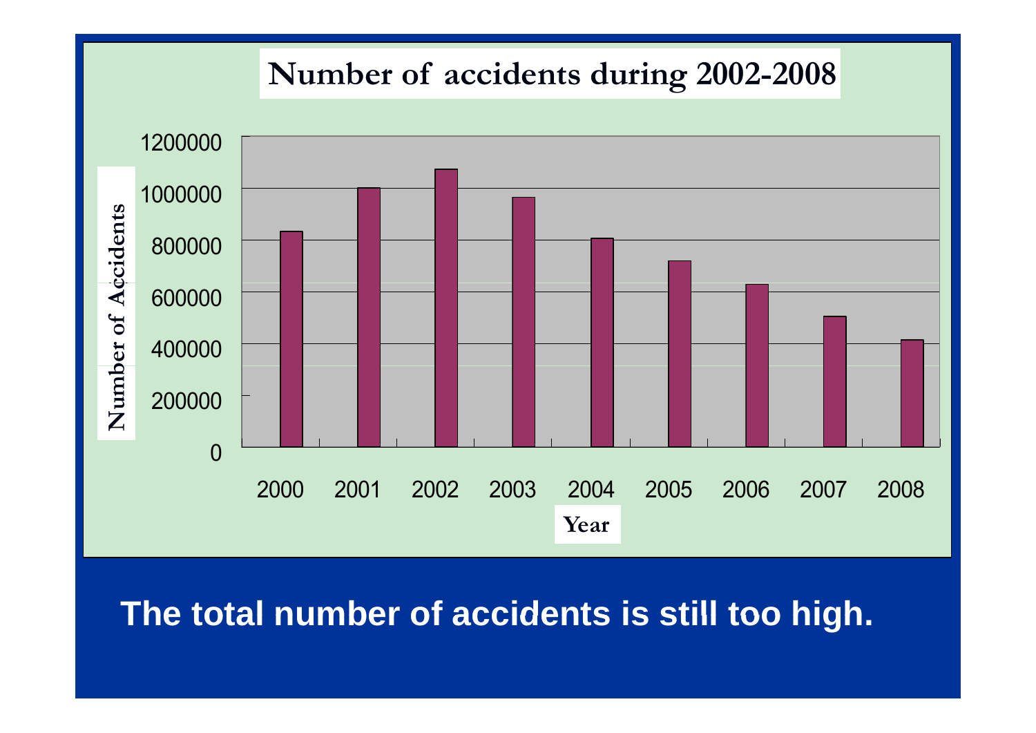## Number of accidents during 2002-2008

Number of Accidents

1200000
1000000
800000
600000
400000
200000
0

2000 2001 2002 2003 2004 2005 2006 2007 2008

Year

**The total number of accidents is still too high.**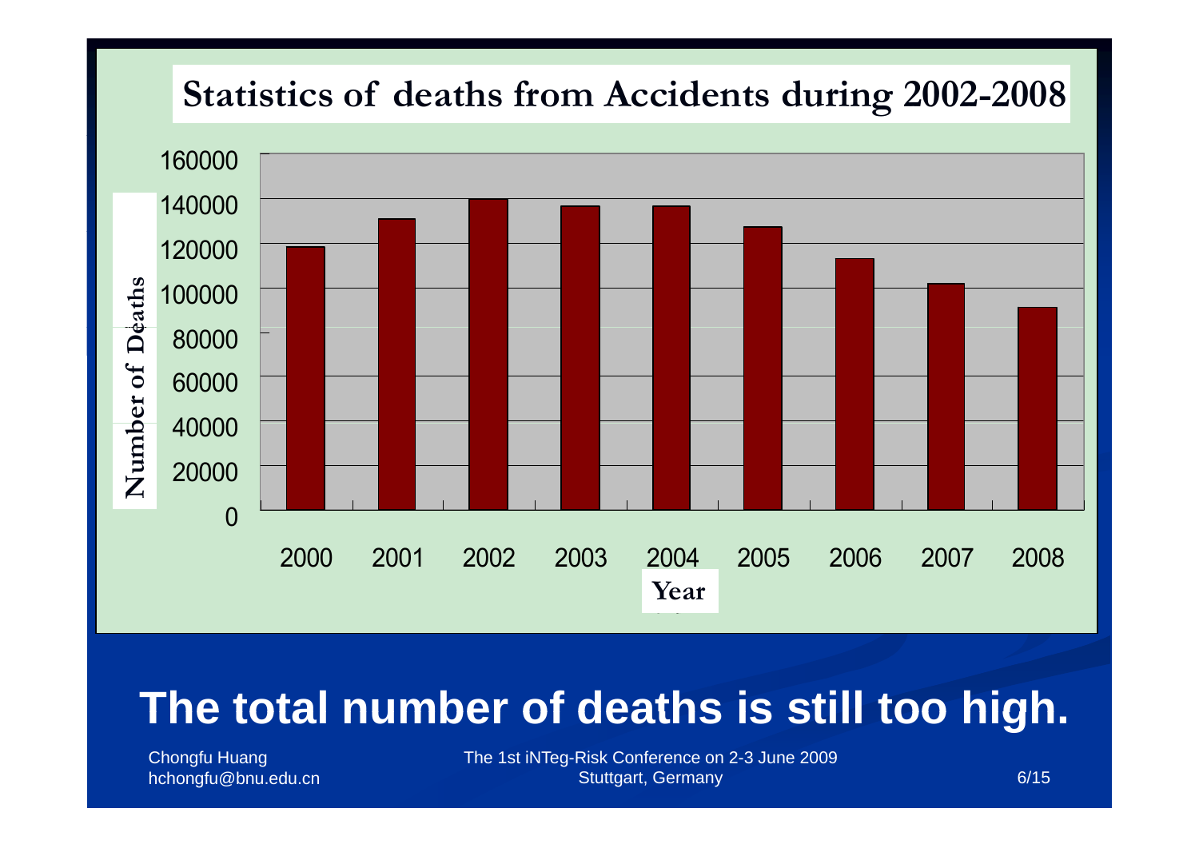## Statistics of deaths from Accidents during 2002-2008

Number of Deaths

160000
140000
120000
100000
80000
60000
40000
20000
0

2000 2001 2002 2003 2004 2005 2006 2007 2008

Year

# The total number of deaths is still too high.

Chongfu Huang
hchongfu@bnu.edu.cn

The 1st iNTeg-Risk Conference on 2-3 June 2009
Stuttgart, Germany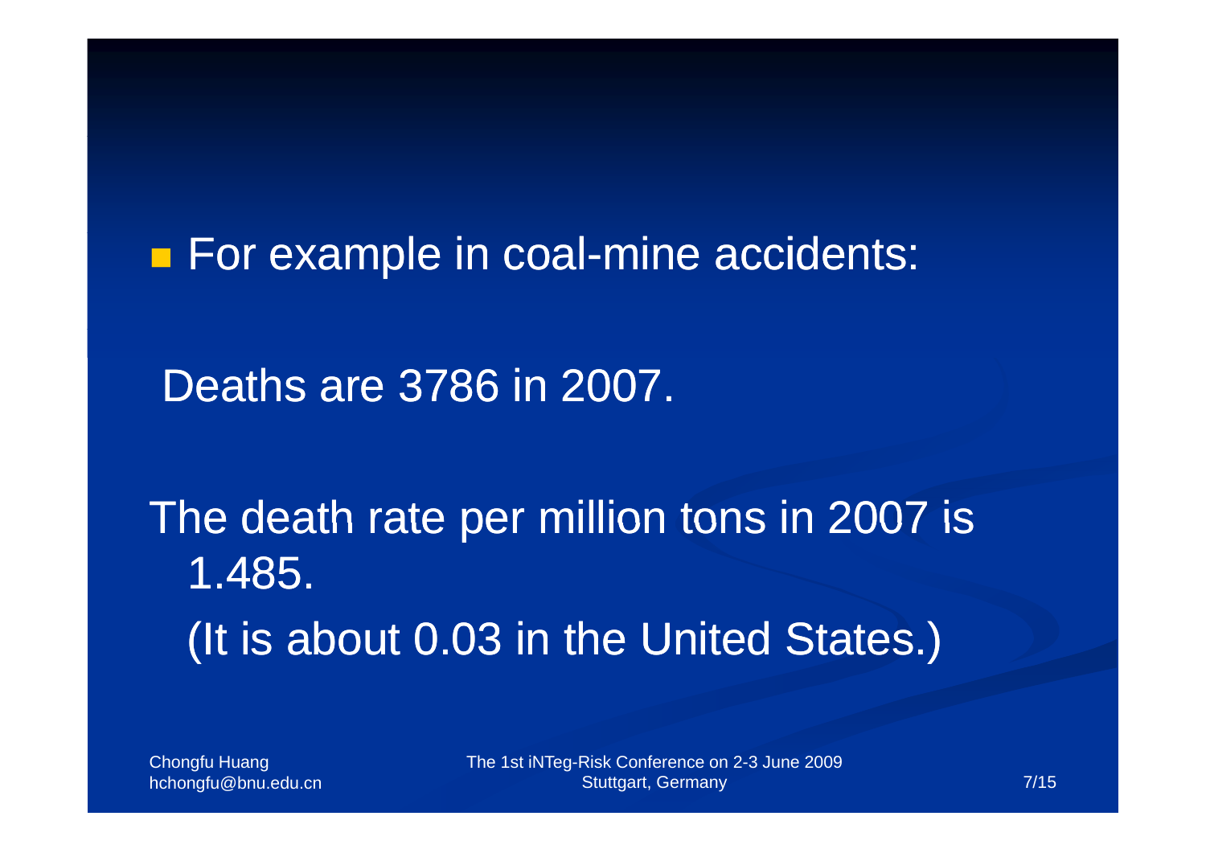- For example in coal-mine accidents:

Deaths are 3786 in 2007.

The death rate per million tons in 2007 is 1.485.

(It is about 0.03 in the United States.)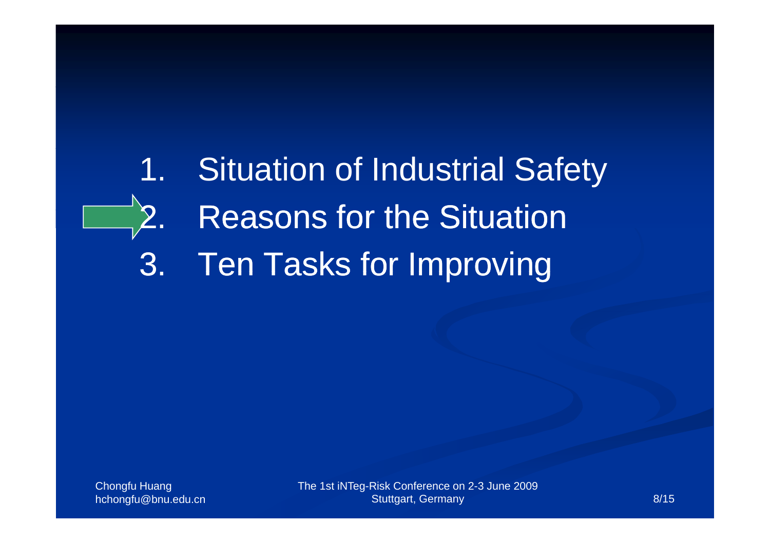1. Situation of Industrial Safety
2. Reasons for the Situation
3. Ten Tasks for Improving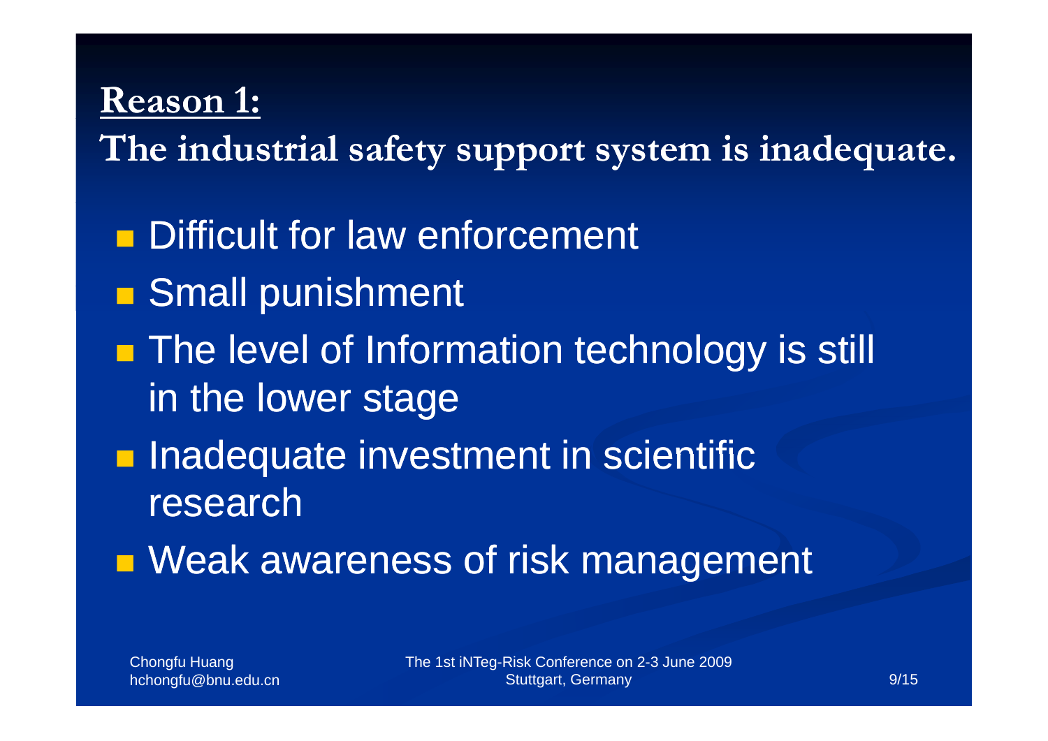## Reason 1:

**The industrial safety support system is inadequate.**

- Difficult for law enforcement
- Small punishment
- The level of Information technology is still in the lower stage
- Inadequate investment in scientific research
- Weak awareness of risk management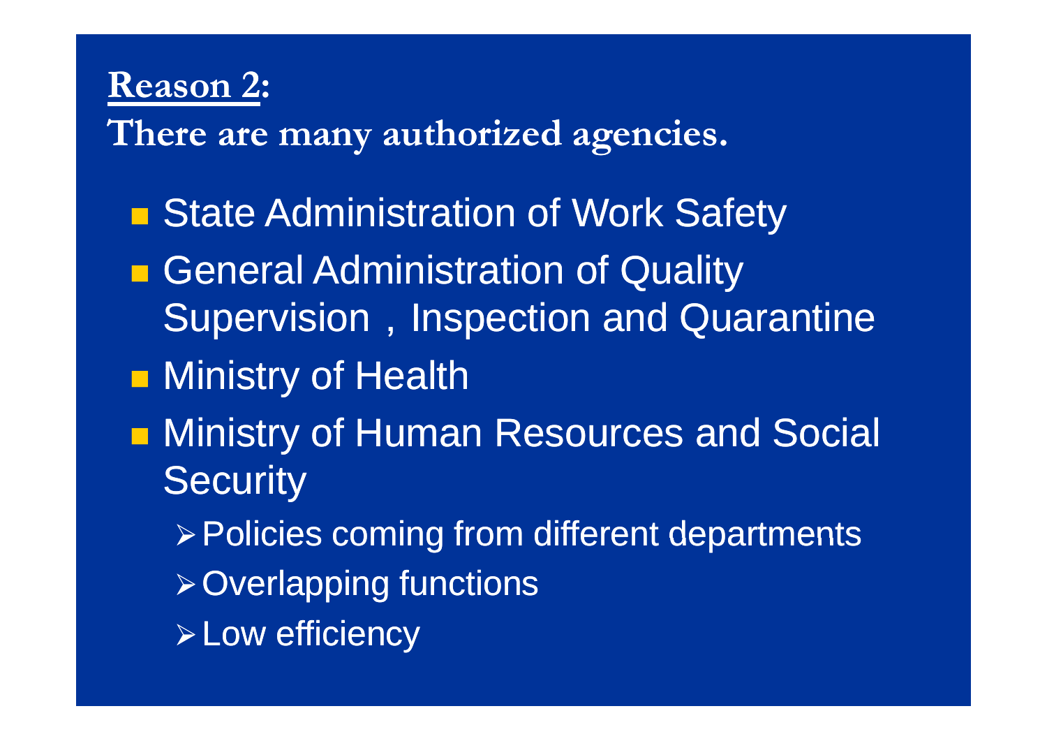**Reason 2:**

**There are many authorized agencies.**

- State Administration of Work Safety
- General Administration of Quality Supervision，Inspection and Quarantine
- Ministry of Health
- Ministry of Human Resources and Social Security
    - Policies coming from different departments
    - Overlapping functions
    - Low efficiency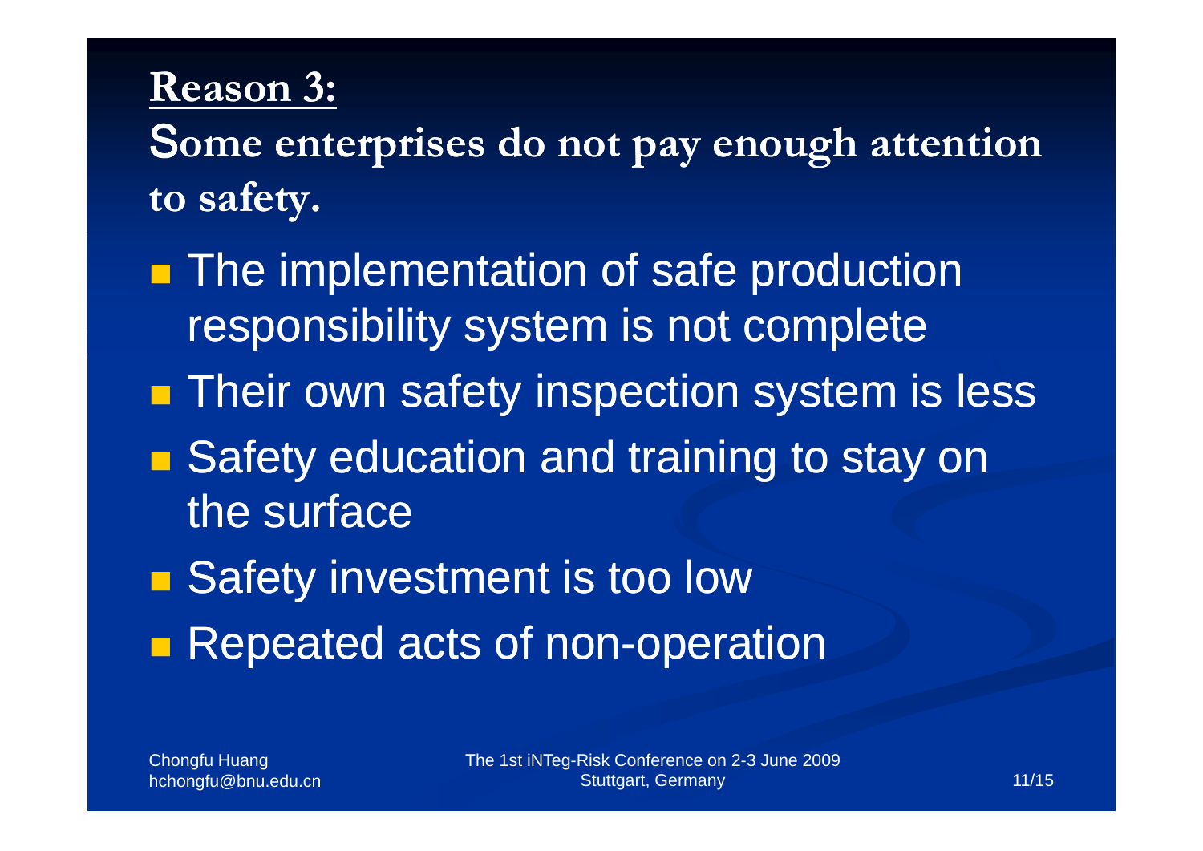**Reason 3:**

**Some enterprises do not pay enough attention to safety.**

- The implementation of safe production responsibility system is not complete
- Their own safety inspection system is less
- Safety education and training to stay on the surface
- Safety investment is too low
- Repeated acts of non-operation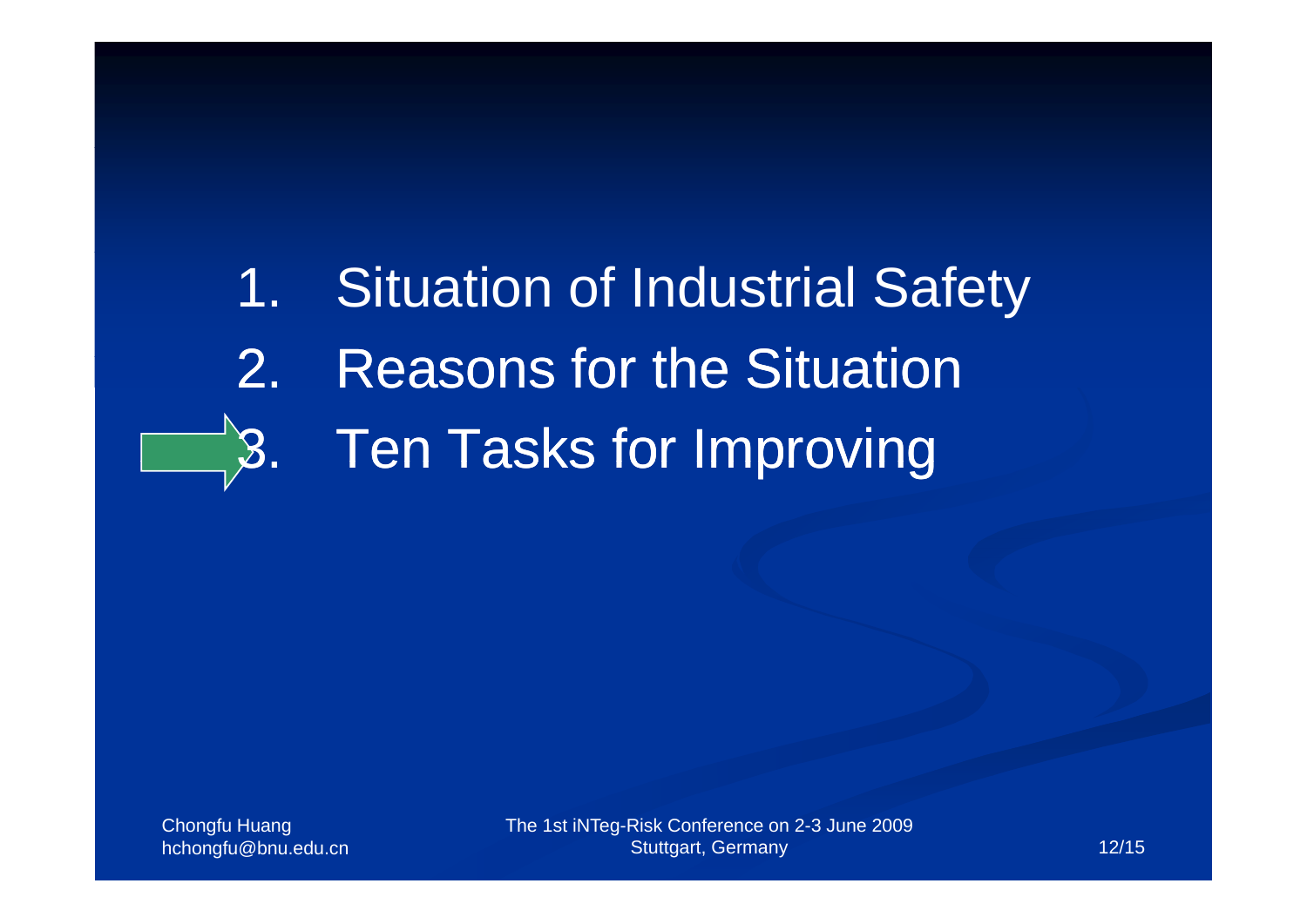1. Situation of Industrial Safety
2. Reasons for the Situation
3. Ten Tasks for Improving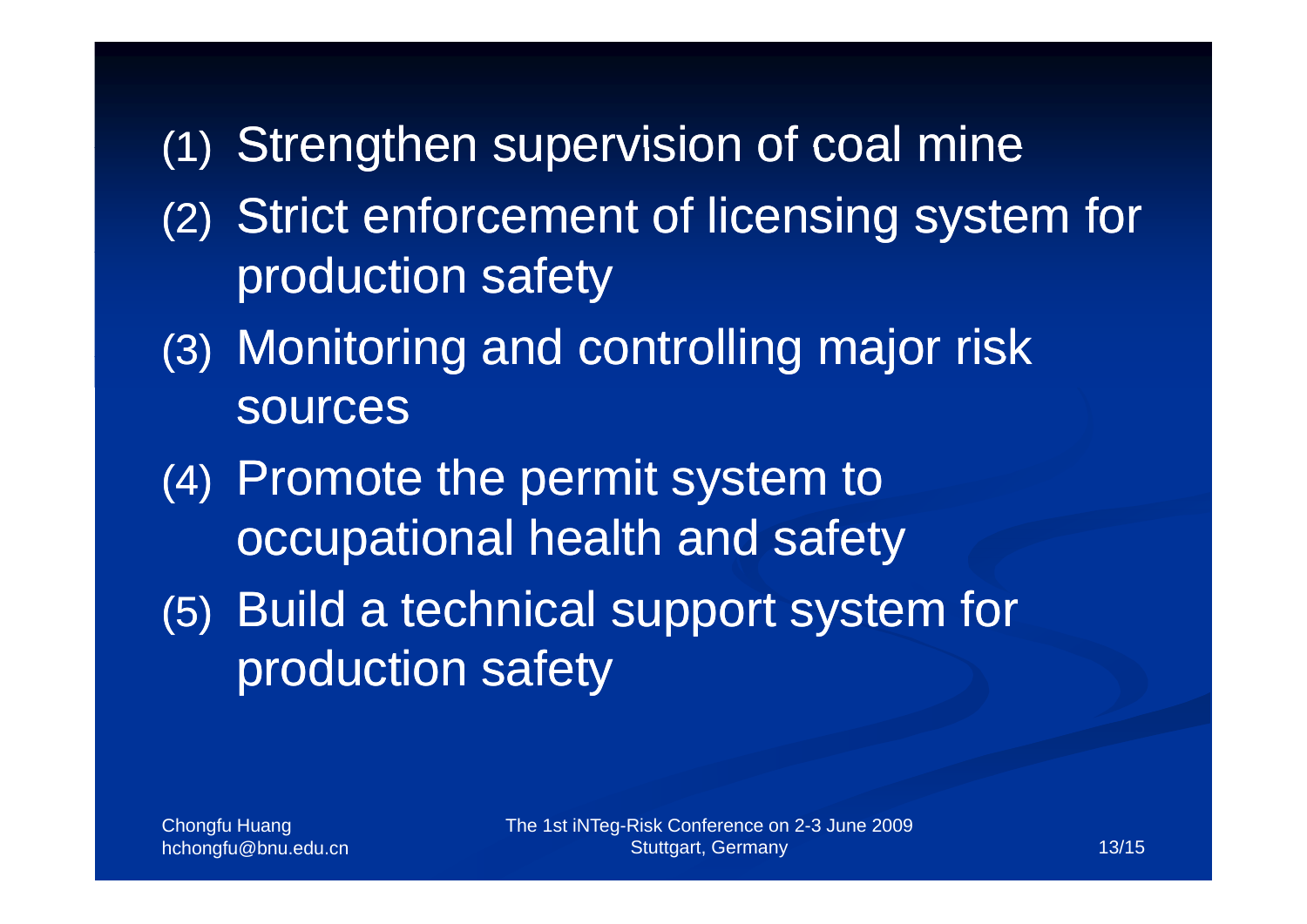(1) Strengthen supervision of coal mine

(2) Strict enforcement of licensing system for production safety

(3) Monitoring and controlling major risk sources

(4) Promote the permit system to occupational health and safety

(5) Build a technical support system for production safety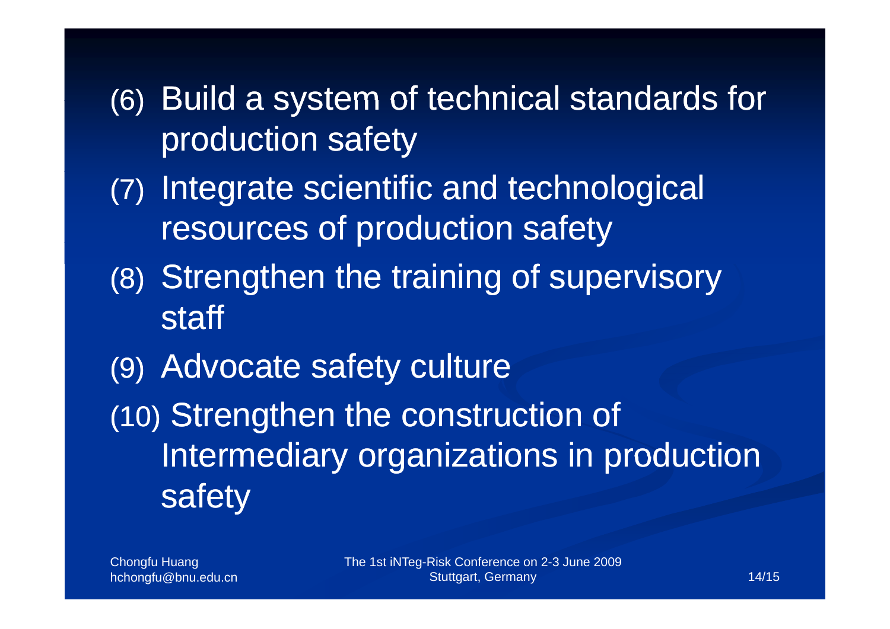(6) Build a system of technical standards for production safety

(7) Integrate scientific and technological resources of production safety

(8) Strengthen the training of supervisory staff

(9) Advocate safety culture

(10) Strengthen the construction of Intermediary organizations in production safety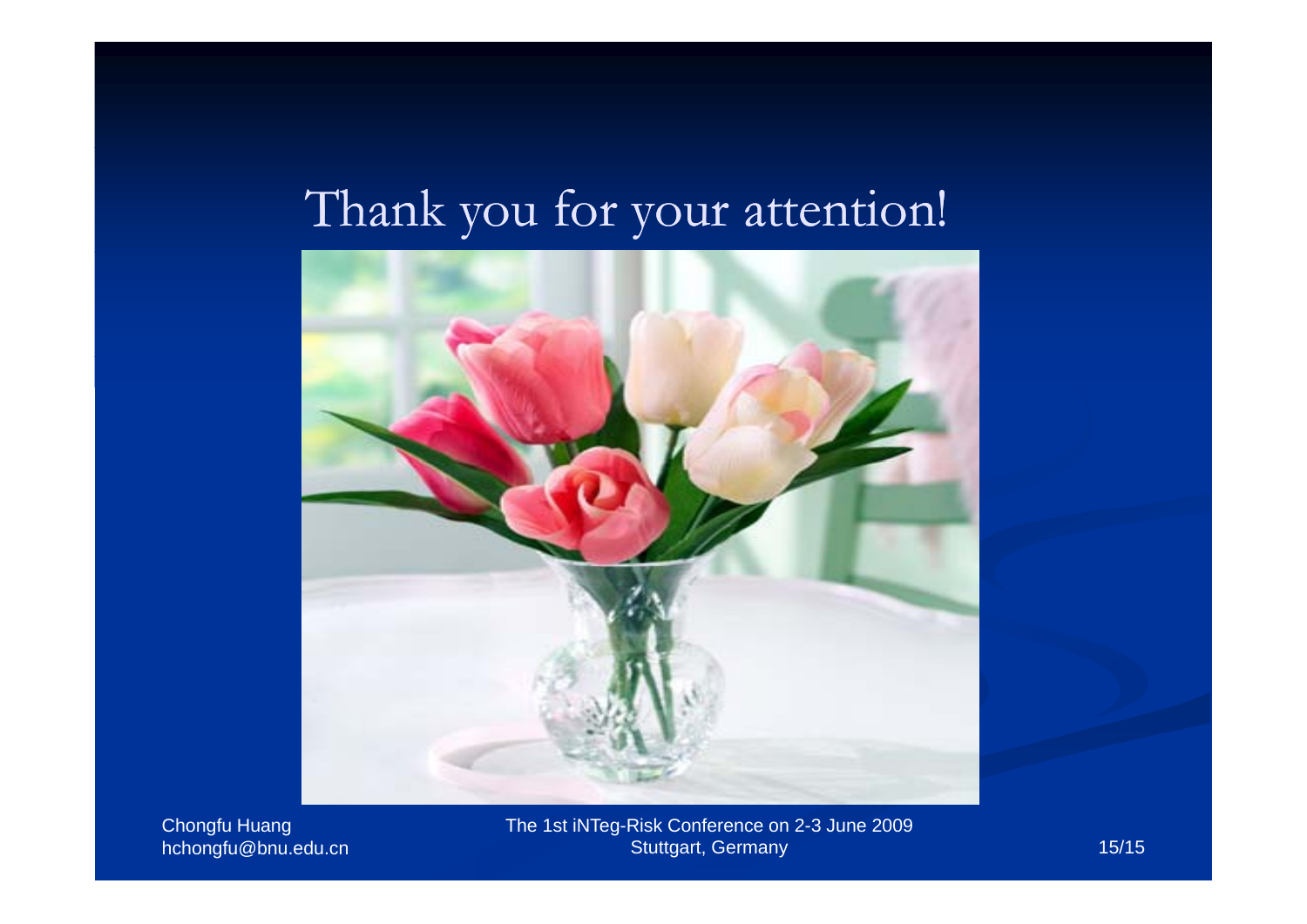# Thank you for your attention!